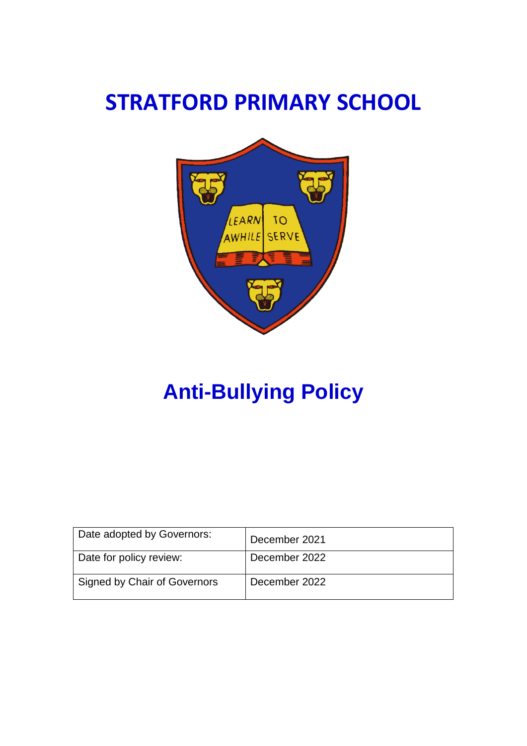# STRATFORD PRIMARY SCHOOL

# Anti-Bullying Policy

| Date adopted by Governors: | December 2021 |
|---|---|
| Date for policy review: | December 2022 |
| Signed by Chair of Governors | December 2022 |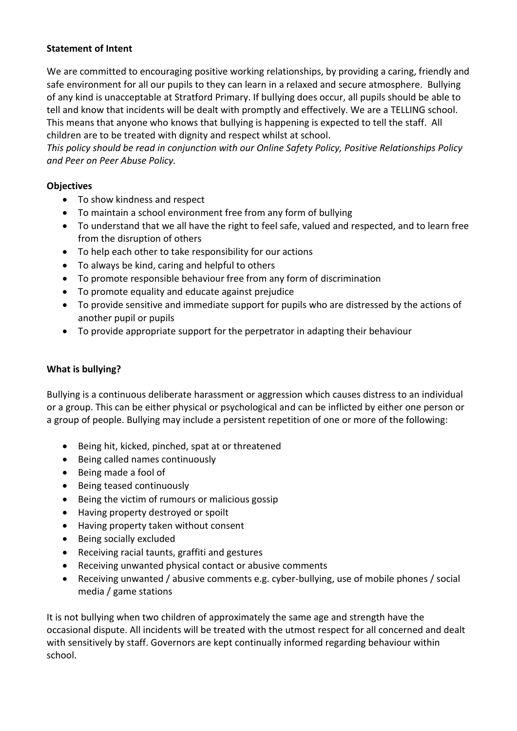**Statement of Intent**

We are committed to encouraging positive working relationships, by providing a caring, friendly and safe environment for all our pupils to they can learn in a relaxed and secure atmosphere. Bullying of any kind is unacceptable at Stratford Primary. If bullying does occur, all pupils should be able to tell and know that incidents will be dealt with promptly and effectively. We are a TELLING school. This means that anyone who knows that bullying is happening is expected to tell the staff. All children are to be treated with dignity and respect whilst at school.
*This policy should be read in conjunction with our Online Safety Policy, Positive Relationships Policy and Peer on Peer Abuse Policy.*

**Objectives**

- To show kindness and respect
- To maintain a school environment free from any form of bullying
- To understand that we all have the right to feel safe, valued and respected, and to learn free from the disruption of others
- To help each other to take responsibility for our actions
- To always be kind, caring and helpful to others
- To promote responsible behaviour free from any form of discrimination
- To promote equality and educate against prejudice
- To provide sensitive and immediate support for pupils who are distressed by the actions of another pupil or pupils
- To provide appropriate support for the perpetrator in adapting their behaviour

**What is bullying?**

Bullying is a continuous deliberate harassment or aggression which causes distress to an individual or a group. This can be either physical or psychological and can be inflicted by either one person or a group of people. Bullying may include a persistent repetition of one or more of the following:

- Being hit, kicked, pinched, spat at or threatened
- Being called names continuously
- Being made a fool of
- Being teased continuously
- Being the victim of rumours or malicious gossip
- Having property destroyed or spoilt
- Having property taken without consent
- Being socially excluded
- Receiving racial taunts, graffiti and gestures
- Receiving unwanted physical contact or abusive comments
- Receiving unwanted / abusive comments e.g. cyber-bullying, use of mobile phones / social media / game stations

It is not bullying when two children of approximately the same age and strength have the occasional dispute. All incidents will be treated with the utmost respect for all concerned and dealt with sensitively by staff. Governors are kept continually informed regarding behaviour within school.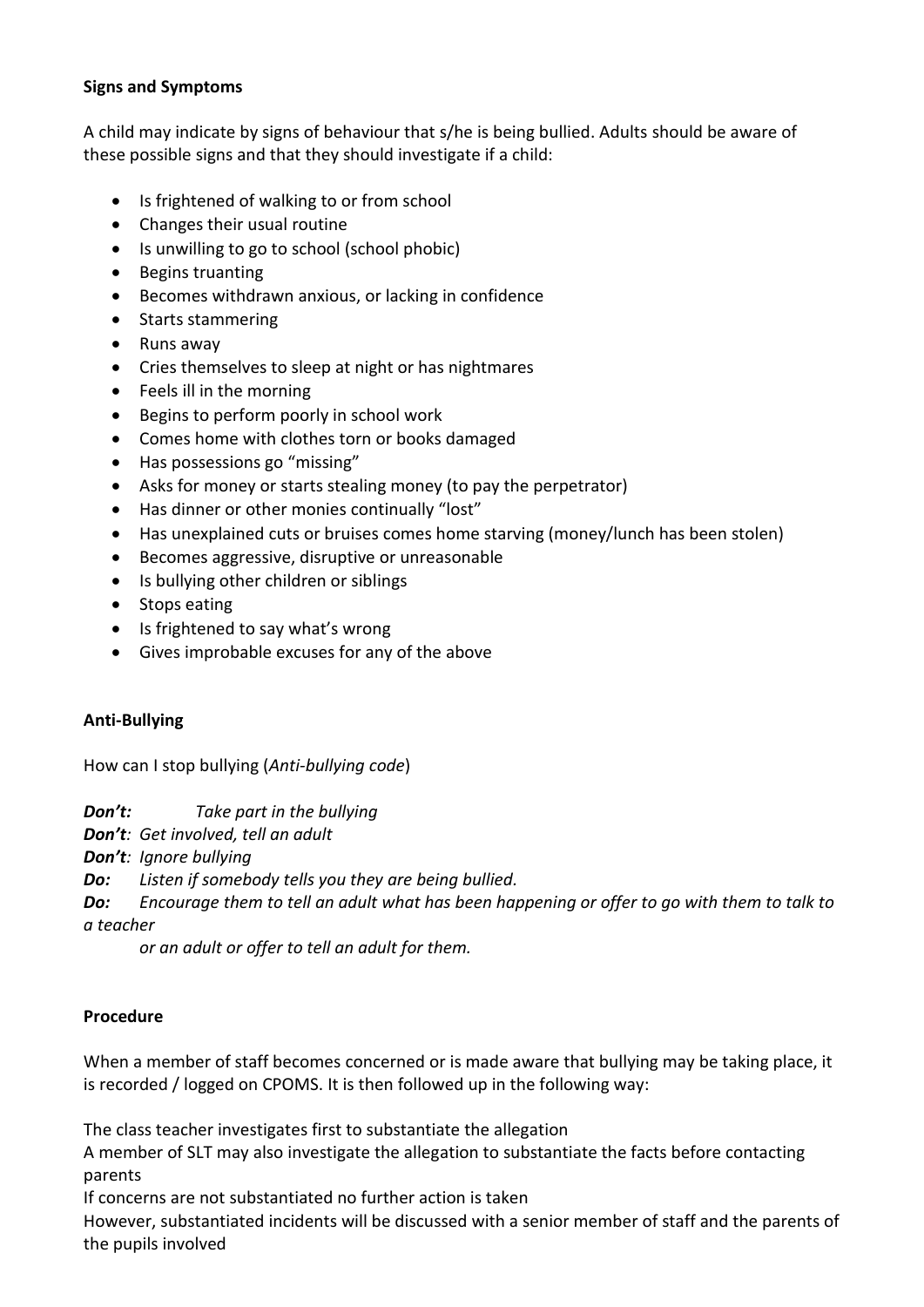**Signs and Symptoms**

A child may indicate by signs of behaviour that s/he is being bullied. Adults should be aware of these possible signs and that they should investigate if a child:

- Is frightened of walking to or from school
- Changes their usual routine
- Is unwilling to go to school (school phobic)
- Begins truanting
- Becomes withdrawn anxious, or lacking in confidence
- Starts stammering
- Runs away
- Cries themselves to sleep at night or has nightmares
- Feels ill in the morning
- Begins to perform poorly in school work
- Comes home with clothes torn or books damaged
- Has possessions go "missing"
- Asks for money or starts stealing money (to pay the perpetrator)
- Has dinner or other monies continually "lost"
- Has unexplained cuts or bruises comes home starving (money/lunch has been stolen)
- Becomes aggressive, disruptive or unreasonable
- Is bullying other children or siblings
- Stops eating
- Is frightened to say what's wrong
- Gives improbable excuses for any of the above

**Anti-Bullying**

How can I stop bullying (*Anti-bullying code*)

***Don't:*** *Take part in the bullying*
***Don't****: Get involved, tell an adult*
***Don't****: Ignore bullying*
***Do:*** *Listen if somebody tells you they are being bullied.*
***Do:*** *Encourage them to tell an adult what has been happening or offer to go with them to talk to a teacher or an adult or offer to tell an adult for them.*

**Procedure**

When a member of staff becomes concerned or is made aware that bullying may be taking place, it is recorded / logged on CPOMS. It is then followed up in the following way:

The class teacher investigates first to substantiate the allegation
A member of SLT may also investigate the allegation to substantiate the facts before contacting parents
If concerns are not substantiated no further action is taken
However, substantiated incidents will be discussed with a senior member of staff and the parents of the pupils involved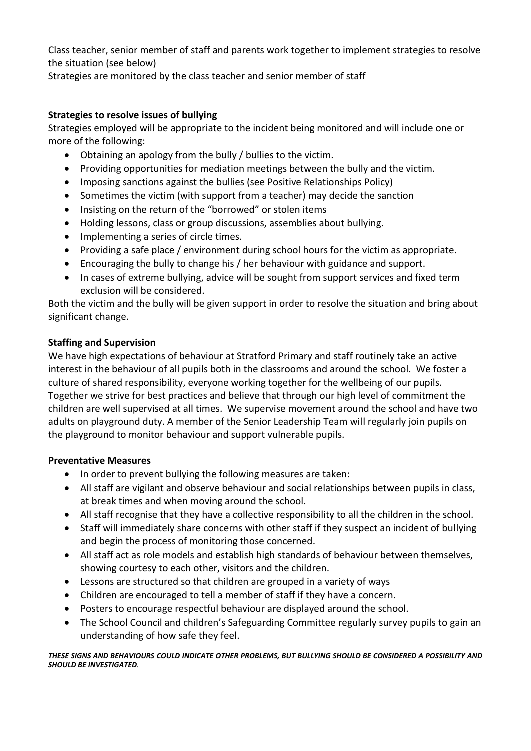Class teacher, senior member of staff and parents work together to implement strategies to resolve the situation (see below)

Strategies are monitored by the class teacher and senior member of staff

**Strategies to resolve issues of bullying**

Strategies employed will be appropriate to the incident being monitored and will include one or more of the following:

- Obtaining an apology from the bully / bullies to the victim.
- Providing opportunities for mediation meetings between the bully and the victim.
- Imposing sanctions against the bullies (see Positive Relationships Policy)
- Sometimes the victim (with support from a teacher) may decide the sanction
- Insisting on the return of the "borrowed" or stolen items
- Holding lessons, class or group discussions, assemblies about bullying.
- Implementing a series of circle times.
- Providing a safe place / environment during school hours for the victim as appropriate.
- Encouraging the bully to change his / her behaviour with guidance and support.
- In cases of extreme bullying, advice will be sought from support services and fixed term exclusion will be considered.

Both the victim and the bully will be given support in order to resolve the situation and bring about significant change.

**Staffing and Supervision**

We have high expectations of behaviour at Stratford Primary and staff routinely take an active interest in the behaviour of all pupils both in the classrooms and around the school. We foster a culture of shared responsibility, everyone working together for the wellbeing of our pupils. Together we strive for best practices and believe that through our high level of commitment the children are well supervised at all times. We supervise movement around the school and have two adults on playground duty. A member of the Senior Leadership Team will regularly join pupils on the playground to monitor behaviour and support vulnerable pupils.

**Preventative Measures**

- In order to prevent bullying the following measures are taken:
- All staff are vigilant and observe behaviour and social relationships between pupils in class, at break times and when moving around the school.
- All staff recognise that they have a collective responsibility to all the children in the school.
- Staff will immediately share concerns with other staff if they suspect an incident of bullying and begin the process of monitoring those concerned.
- All staff act as role models and establish high standards of behaviour between themselves, showing courtesy to each other, visitors and the children.
- Lessons are structured so that children are grouped in a variety of ways
- Children are encouraged to tell a member of staff if they have a concern.
- Posters to encourage respectful behaviour are displayed around the school.
- The School Council and children's Safeguarding Committee regularly survey pupils to gain an understanding of how safe they feel.

***THESE SIGNS AND BEHAVIOURS COULD INDICATE OTHER PROBLEMS, BUT BULLYING SHOULD BE CONSIDERED A POSSIBILITY AND SHOULD BE INVESTIGATED.***